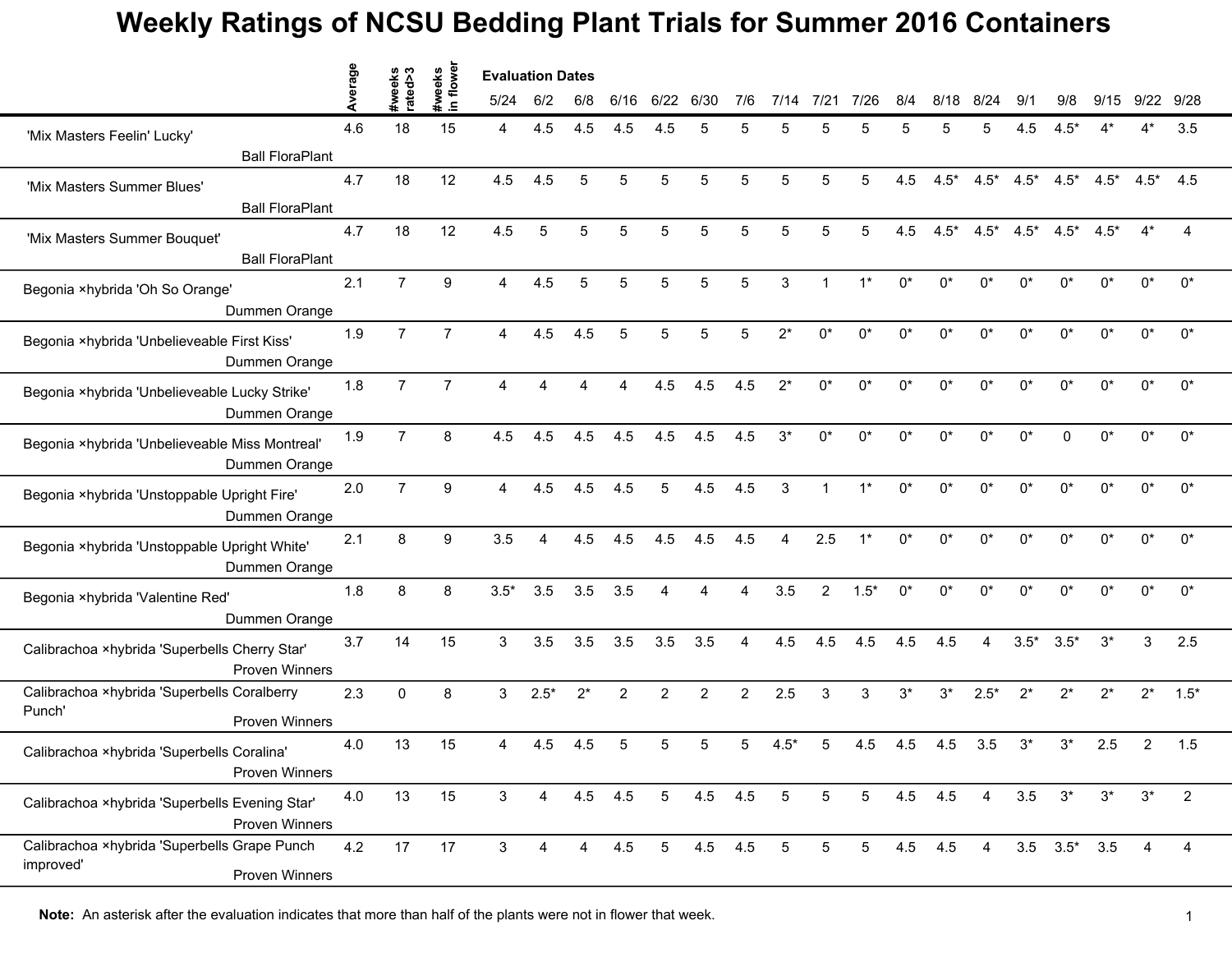# Weekly Ratings of NCSU Bedding Plant Trials for Summer 2016 Containers

| | Average | #weeks rated>3 | #weeks in flower | 5/24 | 6/2 | 6/8 | 6/16 | 6/22 | 6/30 | 7/6 | 7/14 | 7/21 | 7/26 | 8/4 | 8/18 | 8/24 | 9/1 | 9/8 | 9/15 | 9/22 | 9/28 |
|---|---|---|---|---|---|---|---|---|---|---|---|---|---|---|---|---|---|---|---|---|---|
| | | | | **Evaluation Dates** | | | | | | | | | | | | | | | | | |
| 'Mix Masters Feelin' Lucky' Ball FloraPlant | 4.6 | 18 | 15 | 4 | 4.5 | 4.5 | 4.5 | 4.5 | 5 | 5 | 5 | 5 | 5 | 5 | 5 | 5 | 4.5 | 4.5* | 4* | 4* | 3.5 |
| 'Mix Masters Summer Blues' Ball FloraPlant | 4.7 | 18 | 12 | 4.5 | 4.5 | 5 | 5 | 5 | 5 | 5 | 5 | 5 | 5 | 4.5 | 4.5* | 4.5* | 4.5* | 4.5* | 4.5* | 4.5* | 4.5 |
| 'Mix Masters Summer Bouquet' Ball FloraPlant | 4.7 | 18 | 12 | 4.5 | 5 | 5 | 5 | 5 | 5 | 5 | 5 | 5 | 5 | 4.5 | 4.5* | 4.5* | 4.5* | 4.5* | 4.5* | 4* | 4 |
| Begonia ×hybrida 'Oh So Orange' Dummen Orange | 2.1 | 7 | 9 | 4 | 4.5 | 5 | 5 | 5 | 5 | 5 | 3 | 1 | 1* | 0* | 0* | 0* | 0* | 0* | 0* | 0* | 0* |
| Begonia ×hybrida 'Unbelieveable First Kiss' Dummen Orange | 1.9 | 7 | 7 | 4 | 4.5 | 4.5 | 5 | 5 | 5 | 5 | 2* | 0* | 0* | 0* | 0* | 0* | 0* | 0* | 0* | 0* | 0* |
| Begonia ×hybrida 'Unbelieveable Lucky Strike' Dummen Orange | 1.8 | 7 | 7 | 4 | 4 | 4 | 4 | 4.5 | 4.5 | 4.5 | 2* | 0* | 0* | 0* | 0* | 0* | 0* | 0* | 0* | 0* | 0* |
| Begonia ×hybrida 'Unbelieveable Miss Montreal' Dummen Orange | 1.9 | 7 | 8 | 4.5 | 4.5 | 4.5 | 4.5 | 4.5 | 4.5 | 4.5 | 3* | 0* | 0* | 0* | 0* | 0* | 0* | 0 | 0* | 0* | 0* |
| Begonia ×hybrida 'Unstoppable Upright Fire' Dummen Orange | 2.0 | 7 | 9 | 4 | 4.5 | 4.5 | 4.5 | 5 | 4.5 | 4.5 | 3 | 1 | 1* | 0* | 0* | 0* | 0* | 0* | 0* | 0* | 0* |
| Begonia ×hybrida 'Unstoppable Upright White' Dummen Orange | 2.1 | 8 | 9 | 3.5 | 4 | 4.5 | 4.5 | 4.5 | 4.5 | 4.5 | 4 | 2.5 | 1* | 0* | 0* | 0* | 0* | 0* | 0* | 0* | 0* |
| Begonia ×hybrida 'Valentine Red' Dummen Orange | 1.8 | 8 | 8 | 3.5* | 3.5 | 3.5 | 3.5 | 4 | 4 | 4 | 3.5 | 2 | 1.5* | 0* | 0* | 0* | 0* | 0* | 0* | 0* | 0* |
| Calibrachoa ×hybrida 'Superbells Cherry Star' Proven Winners | 3.7 | 14 | 15 | 3 | 3.5 | 3.5 | 3.5 | 3.5 | 3.5 | 4 | 4.5 | 4.5 | 4.5 | 4.5 | 4.5 | 4 | 3.5* | 3.5* | 3* | 3 | 2.5 |
| Calibrachoa ×hybrida 'Superbells Coralberry Punch' Proven Winners | 2.3 | 0 | 8 | 3 | 2.5* | 2* | 2 | 2 | 2 | 2 | 2.5 | 3 | 3 | 3* | 3* | 2.5* | 2* | 2* | 2* | 2* | 1.5* |
| Calibrachoa ×hybrida 'Superbells Coralina' Proven Winners | 4.0 | 13 | 15 | 4 | 4.5 | 4.5 | 5 | 5 | 5 | 5 | 4.5* | 5 | 4.5 | 4.5 | 4.5 | 3.5 | 3* | 3* | 2.5 | 2 | 1.5 |
| Calibrachoa ×hybrida 'Superbells Evening Star' Proven Winners | 4.0 | 13 | 15 | 3 | 4 | 4.5 | 4.5 | 5 | 4.5 | 4.5 | 5 | 5 | 5 | 4.5 | 4.5 | 4 | 3.5 | 3* | 3* | 3* | 2 |
| Calibrachoa ×hybrida 'Superbells Grape Punch improved' Proven Winners | 4.2 | 17 | 17 | 3 | 4 | 4 | 4.5 | 5 | 4.5 | 4.5 | 5 | 5 | 5 | 4.5 | 4.5 | 4 | 3.5 | 3.5* | 3.5 | 4 | 4 |

**Note:** An asterisk after the evaluation indicates that more than half of the plants were not in flower that week.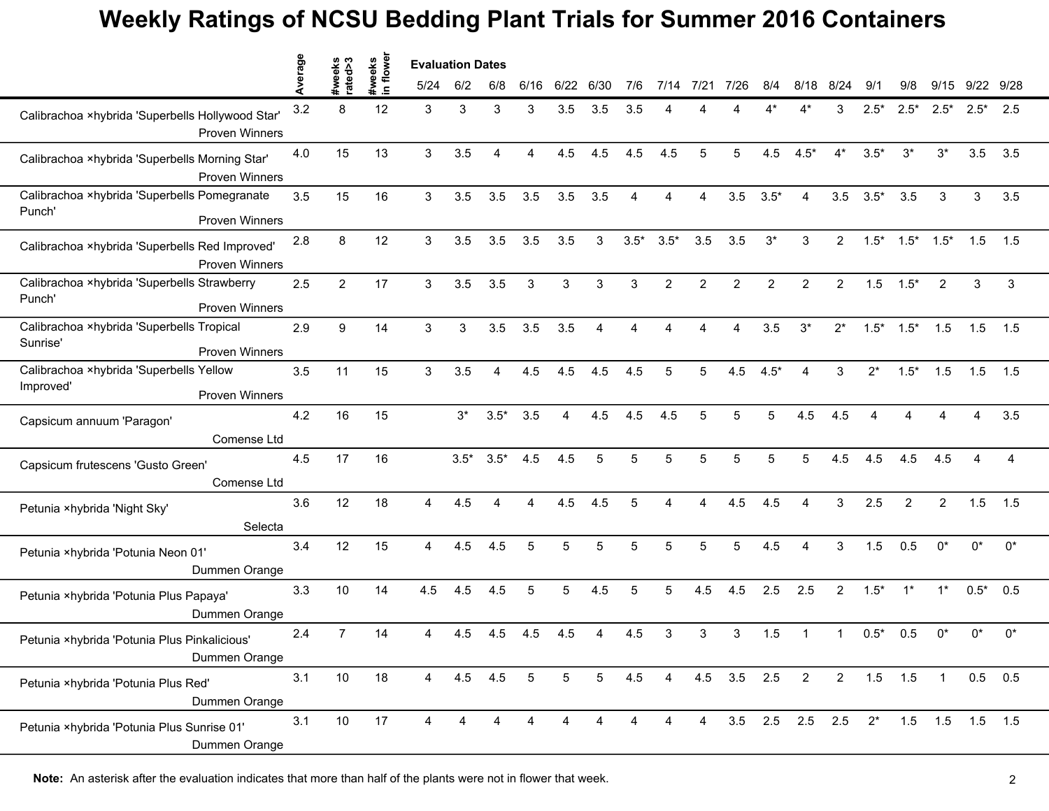# Weekly Ratings of NCSU Bedding Plant Trials for Summer 2016 Containers

| | Average | #weeks rated>3 | #weeks in flower | 5/24 | 6/2 | 6/8 | 6/16 | 6/22 | 6/30 | 7/6 | 7/14 | 7/21 | 7/26 | 8/4 | 8/18 | 8/24 | 9/1 | 9/8 | 9/15 | 9/22 | 9/28 |
|---|---|---|---|---|---|---|---|---|---|---|---|---|---|---|---|---|---|---|---|---|---|
| | | | | Evaluation Dates | | | | | | | | | | | | | | | | | |
| Calibrachoa ×hybrida 'Superbells Hollywood Star' Proven Winners | 3.2 | 8 | 12 | 3 | 3 | 3 | 3 | 3.5 | 3.5 | 3.5 | 4 | 4 | 4 | 4* | 4* | 3 | 2.5* | 2.5* | 2.5* | 2.5* | 2.5 |
| Calibrachoa ×hybrida 'Superbells Morning Star' Proven Winners | 4.0 | 15 | 13 | 3 | 3.5 | 4 | 4 | 4.5 | 4.5 | 4.5 | 4.5 | 5 | 5 | 4.5 | 4.5* | 4* | 3.5* | 3* | 3* | 3.5 | 3.5 |
| Calibrachoa ×hybrida 'Superbells Pomegranate Punch' Proven Winners | 3.5 | 15 | 16 | 3 | 3.5 | 3.5 | 3.5 | 3.5 | 3.5 | 4 | 4 | 4 | 3.5 | 3.5* | 4 | 3.5 | 3.5* | 3.5 | 3 | 3 | 3.5 |
| Calibrachoa ×hybrida 'Superbells Red Improved' Proven Winners | 2.8 | 8 | 12 | 3 | 3.5 | 3.5 | 3.5 | 3.5 | 3 | 3.5* | 3.5* | 3.5 | 3.5 | 3* | 3 | 2 | 1.5* | 1.5* | 1.5* | 1.5 | 1.5 |
| Calibrachoa ×hybrida 'Superbells Strawberry Punch' Proven Winners | 2.5 | 2 | 17 | 3 | 3.5 | 3.5 | 3 | 3 | 3 | 3 | 2 | 2 | 2 | 2 | 2 | 2 | 1.5 | 1.5* | 2 | 3 | 3 |
| Calibrachoa ×hybrida 'Superbells Tropical Sunrise' Proven Winners | 2.9 | 9 | 14 | 3 | 3 | 3.5 | 3.5 | 3.5 | 4 | 4 | 4 | 4 | 4 | 3.5 | 3* | 2* | 1.5* | 1.5* | 1.5 | 1.5 | 1.5 |
| Calibrachoa ×hybrida 'Superbells Yellow Improved' Proven Winners | 3.5 | 11 | 15 | 3 | 3.5 | 4 | 4.5 | 4.5 | 4.5 | 4.5 | 5 | 5 | 4.5 | 4.5* | 4 | 3 | 2* | 1.5* | 1.5 | 1.5 | 1.5 |
| Capsicum annuum 'Paragon' Comense Ltd | 4.2 | 16 | 15 | | 3* | 3.5* | 3.5 | 4 | 4.5 | 4.5 | 4.5 | 5 | 5 | 5 | 4.5 | 4.5 | 4 | 4 | 4 | 4 | 3.5 |
| Capsicum frutescens 'Gusto Green' Comense Ltd | 4.5 | 17 | 16 | | 3.5* | 3.5* | 4.5 | 4.5 | 5 | 5 | 5 | 5 | 5 | 5 | 5 | 4.5 | 4.5 | 4.5 | 4.5 | 4 | 4 |
| Petunia ×hybrida 'Night Sky' Selecta | 3.6 | 12 | 18 | 4 | 4.5 | 4 | 4 | 4.5 | 4.5 | 5 | 4 | 4 | 4.5 | 4.5 | 4 | 3 | 2.5 | 2 | 2 | 1.5 | 1.5 |
| Petunia ×hybrida 'Potunia Neon 01' Dummen Orange | 3.4 | 12 | 15 | 4 | 4.5 | 4.5 | 5 | 5 | 5 | 5 | 5 | 5 | 5 | 4.5 | 4 | 3 | 1.5 | 0.5 | 0* | 0* | 0* |
| Petunia ×hybrida 'Potunia Plus Papaya' Dummen Orange | 3.3 | 10 | 14 | 4.5 | 4.5 | 4.5 | 5 | 5 | 4.5 | 5 | 5 | 4.5 | 4.5 | 2.5 | 2.5 | 2 | 1.5* | 1* | 1* | 0.5* | 0.5 |
| Petunia ×hybrida 'Potunia Plus Pinkalicious' Dummen Orange | 2.4 | 7 | 14 | 4 | 4.5 | 4.5 | 4.5 | 4.5 | 4 | 4.5 | 3 | 3 | 3 | 1.5 | 1 | 1 | 0.5* | 0.5 | 0* | 0* | 0* |
| Petunia ×hybrida 'Potunia Plus Red' Dummen Orange | 3.1 | 10 | 18 | 4 | 4.5 | 4.5 | 5 | 5 | 5 | 4.5 | 4 | 4.5 | 3.5 | 2.5 | 2 | 2 | 1.5 | 1.5 | 1 | 0.5 | 0.5 |
| Petunia ×hybrida 'Potunia Plus Sunrise 01' Dummen Orange | 3.1 | 10 | 17 | 4 | 4 | 4 | 4 | 4 | 4 | 4 | 4 | 4 | 3.5 | 2.5 | 2.5 | 2.5 | 2* | 1.5 | 1.5 | 1.5 | 1.5 |

**Note:** An asterisk after the evaluation indicates that more than half of the plants were not in flower that week.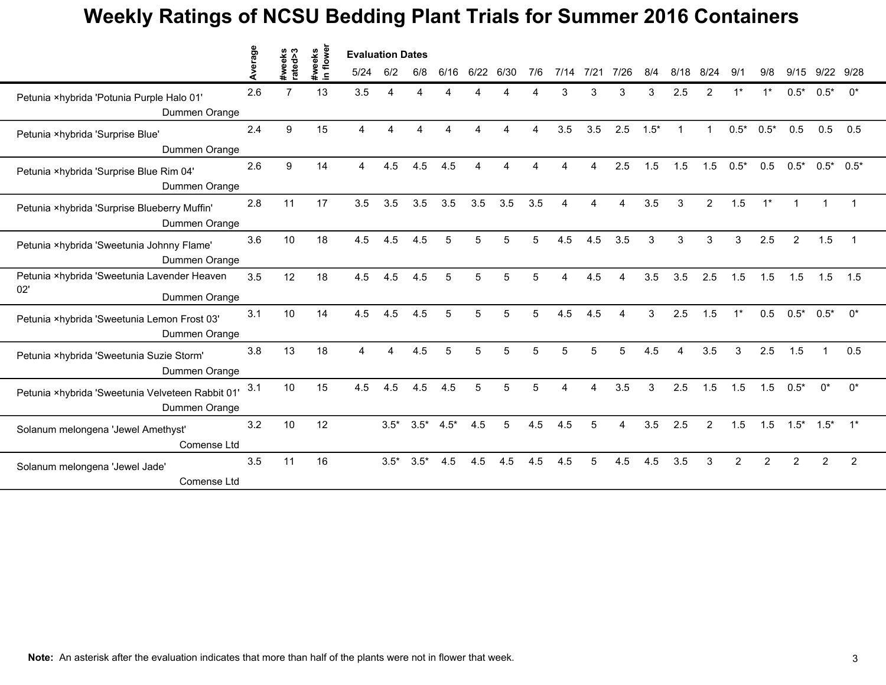# Weekly Ratings of NCSU Bedding Plant Trials for Summer 2016 Containers

| | Average | #weeks rated>3 | #weeks in flower | Evaluation Dates 5/24 | 6/2 | 6/8 | 6/16 | 6/22 | 6/30 | 7/6 | 7/14 | 7/21 | 7/26 | 8/4 | 8/18 | 8/24 | 9/1 | 9/8 | 9/15 | 9/22 | 9/28 |
|---|---|---|---|---|---|---|---|---|---|---|---|---|---|---|---|---|---|---|---|---|---|
| Petunia ×hybrida 'Potunia Purple Halo 01' Dummen Orange | 2.6 | 7 | 13 | 3.5 | 4 | 4 | 4 | 4 | 4 | 4 | 3 | 3 | 3 | 3 | 2.5 | 2 | 1* | 1* | 0.5* | 0.5* | 0* |
| Petunia ×hybrida 'Surprise Blue' Dummen Orange | 2.4 | 9 | 15 | 4 | 4 | 4 | 4 | 4 | 4 | 4 | 3.5 | 3.5 | 2.5 | 1.5* | 1 | 1 | 0.5* | 0.5* | 0.5 | 0.5 | 0.5 |
| Petunia ×hybrida 'Surprise Blue Rim 04' Dummen Orange | 2.6 | 9 | 14 | 4 | 4.5 | 4.5 | 4.5 | 4 | 4 | 4 | 4 | 4 | 2.5 | 1.5 | 1.5 | 1.5 | 0.5* | 0.5 | 0.5* | 0.5* | 0.5* |
| Petunia ×hybrida 'Surprise Blueberry Muffin' Dummen Orange | 2.8 | 11 | 17 | 3.5 | 3.5 | 3.5 | 3.5 | 3.5 | 3.5 | 3.5 | 4 | 4 | 4 | 3.5 | 3 | 2 | 1.5 | 1* | 1 | 1 | 1 |
| Petunia ×hybrida 'Sweetunia Johnny Flame' Dummen Orange | 3.6 | 10 | 18 | 4.5 | 4.5 | 4.5 | 5 | 5 | 5 | 5 | 4.5 | 4.5 | 3.5 | 3 | 3 | 3 | 3 | 2.5 | 2 | 1.5 | 1 |
| Petunia ×hybrida 'Sweetunia Lavender Heaven 02' Dummen Orange | 3.5 | 12 | 18 | 4.5 | 4.5 | 4.5 | 5 | 5 | 5 | 5 | 4 | 4.5 | 4 | 3.5 | 3.5 | 2.5 | 1.5 | 1.5 | 1.5 | 1.5 | 1.5 |
| Petunia ×hybrida 'Sweetunia Lemon Frost 03' Dummen Orange | 3.1 | 10 | 14 | 4.5 | 4.5 | 4.5 | 5 | 5 | 5 | 5 | 4.5 | 4.5 | 4 | 3 | 2.5 | 1.5 | 1* | 0.5 | 0.5* | 0.5* | 0* |
| Petunia ×hybrida 'Sweetunia Suzie Storm' Dummen Orange | 3.8 | 13 | 18 | 4 | 4 | 4.5 | 5 | 5 | 5 | 5 | 5 | 5 | 5 | 4.5 | 4 | 3.5 | 3 | 2.5 | 1.5 | 1 | 0.5 |
| Petunia ×hybrida 'Sweetunia Velveteen Rabbit 01' Dummen Orange | 3.1 | 10 | 15 | 4.5 | 4.5 | 4.5 | 4.5 | 5 | 5 | 5 | 4 | 4 | 3.5 | 3 | 2.5 | 1.5 | 1.5 | 1.5 | 0.5* | 0* | 0* |
| Solanum melongena 'Jewel Amethyst' Comense Ltd | 3.2 | 10 | 12 | | 3.5* | 3.5* | 4.5* | 4.5 | 5 | 4.5 | 4.5 | 5 | 4 | 3.5 | 2.5 | 2 | 1.5 | 1.5 | 1.5* | 1.5* | 1* |
| Solanum melongena 'Jewel Jade' Comense Ltd | 3.5 | 11 | 16 | | 3.5* | 3.5* | 4.5 | 4.5 | 4.5 | 4.5 | 4.5 | 5 | 4.5 | 4.5 | 3.5 | 3 | 2 | 2 | 2 | 2 | 2 |

**Note:** An asterisk after the evaluation indicates that more than half of the plants were not in flower that week.